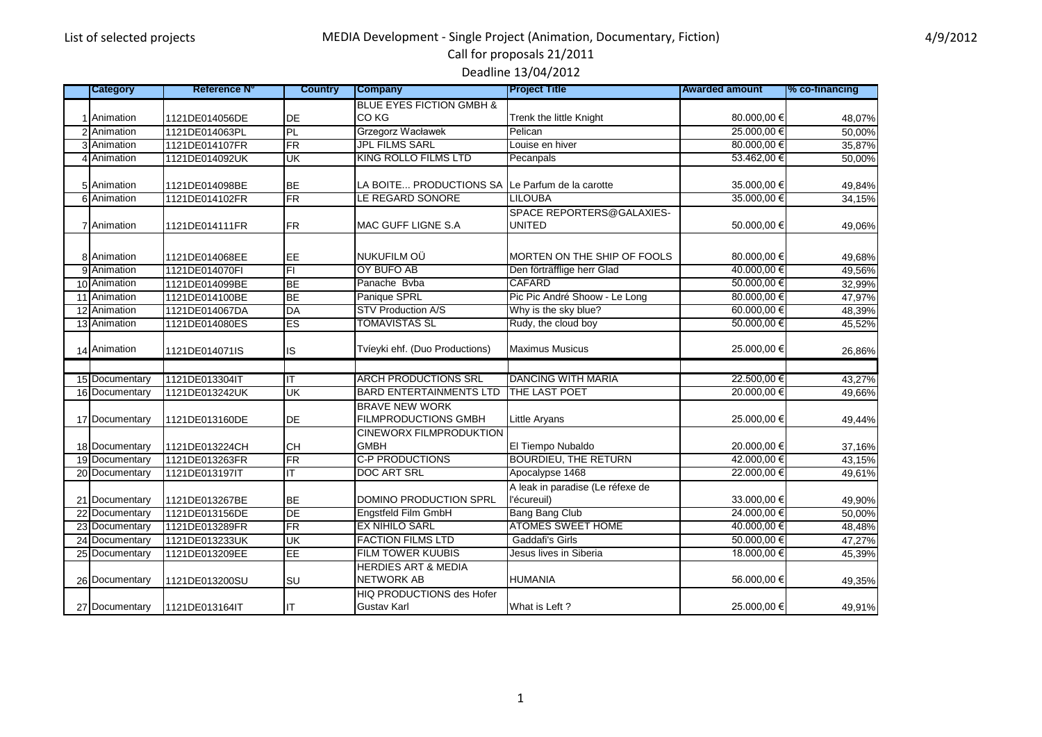List of selected projects

# MEDIA Development - Single Project (Animation, Documentary, Fiction)

## Call for proposals 21/2011

## Deadline 13/04/2012

4/9/2012

| | Category | Reference N° | Country | Company | Project Title | Awarded amount | % co-financing |
|---|---|---|---|---|---|---|---|
| 1 | Animation | 1121DE014056DE | DE | BLUE EYES FICTION GMBH & CO KG | Trenk the little Knight | 80.000,00 € | 48,07% |
| 2 | Animation | 1121DE014063PL | PL | Grzegorz Wacławek | Pelican | 25.000,00 € | 50,00% |
| 3 | Animation | 1121DE014107FR | FR | JPL FILMS SARL | Louise en hiver | 80.000,00 € | 35,87% |
| 4 | Animation | 1121DE014092UK | UK | KING ROLLO FILMS LTD | Pecanpals | 53.462,00 € | 50,00% |
| 5 | Animation | 1121DE014098BE | BE | LA BOITE... PRODUCTIONS SA | Le Parfum de la carotte | 35.000,00 € | 49,84% |
| 6 | Animation | 1121DE014102FR | FR | LE REGARD SONORE | LILOUBA | 35.000,00 € | 34,15% |
| 7 | Animation | 1121DE014111FR | FR | MAC GUFF LIGNE S.A | SPACE REPORTERS@GALAXIES-UNITED | 50.000,00 € | 49,06% |
| 8 | Animation | 1121DE014068EE | EE | NUKUFILM OÜ | MORTEN ON THE SHIP OF FOOLS | 80.000,00 € | 49,68% |
| 9 | Animation | 1121DE014070FI | FI | OY BUFO AB | Den förträfflige herr Glad | 40.000,00 € | 49,56% |
| 10 | Animation | 1121DE014099BE | BE | Panache Bvba | CAFARD | 50.000,00 € | 32,99% |
| 11 | Animation | 1121DE014100BE | BE | Panique SPRL | Pic Pic André Shoow - Le Long | 80.000,00 € | 47,97% |
| 12 | Animation | 1121DE014067DA | DA | STV Production A/S | Why is the sky blue? | 60.000,00 € | 48,39% |
| 13 | Animation | 1121DE014080ES | ES | TOMAVISTAS SL | Rudy, the cloud boy | 50.000,00 € | 45,52% |
| 14 | Animation | 1121DE014071IS | IS | Tvíeyki ehf. (Duo Productions) | Maximus Musicus | 25.000,00 € | 26,86% |
| | | | | | | | |
| 15 | Documentary | 1121DE013304IT | IT | ARCH PRODUCTIONS SRL | DANCING WITH MARIA | 22.500,00 € | 43,27% |
| 16 | Documentary | 1121DE013242UK | UK | BARD ENTERTAINMENTS LTD | THE LAST POET | 20.000,00 € | 49,66% |
| 17 | Documentary | 1121DE013160DE | DE | BRAVE NEW WORK FILMPRODUCTIONS GMBH | Little Aryans | 25.000,00 € | 49,44% |
| 18 | Documentary | 1121DE013224CH | CH | CINEWORX FILMPRODUKTION GMBH | El Tiempo Nubaldo | 20.000,00 € | 37,16% |
| 19 | Documentary | 1121DE013263FR | FR | C-P PRODUCTIONS | BOURDIEU, THE RETURN | 42.000,00 € | 43,15% |
| 20 | Documentary | 1121DE013197IT | IT | DOC ART SRL | Apocalypse 1468 | 22.000,00 € | 49,61% |
| 21 | Documentary | 1121DE013267BE | BE | DOMINO PRODUCTION SPRL | A leak in paradise (Le réfexe de l'écureuil) | 33.000,00 € | 49,90% |
| 22 | Documentary | 1121DE013156DE | DE | Engstfeld Film GmbH | Bang Bang Club | 24.000,00 € | 50,00% |
| 23 | Documentary | 1121DE013289FR | FR | EX NIHILO SARL | ATOMES SWEET HOME | 40.000,00 € | 48,48% |
| 24 | Documentary | 1121DE013233UK | UK | FACTION FILMS LTD | Gaddafi's Girls | 50.000,00 € | 47,27% |
| 25 | Documentary | 1121DE013209EE | EE | FILM TOWER KUUBIS | Jesus lives in Siberia | 18.000,00 € | 45,39% |
| 26 | Documentary | 1121DE013200SU | SU | HERDIES ART & MEDIA NETWORK AB | HUMANIA | 56.000,00 € | 49,35% |
| 27 | Documentary | 1121DE013164IT | IT | HIQ PRODUCTIONS des Hofer Gustav Karl | What is Left ? | 25.000,00 € | 49,91% |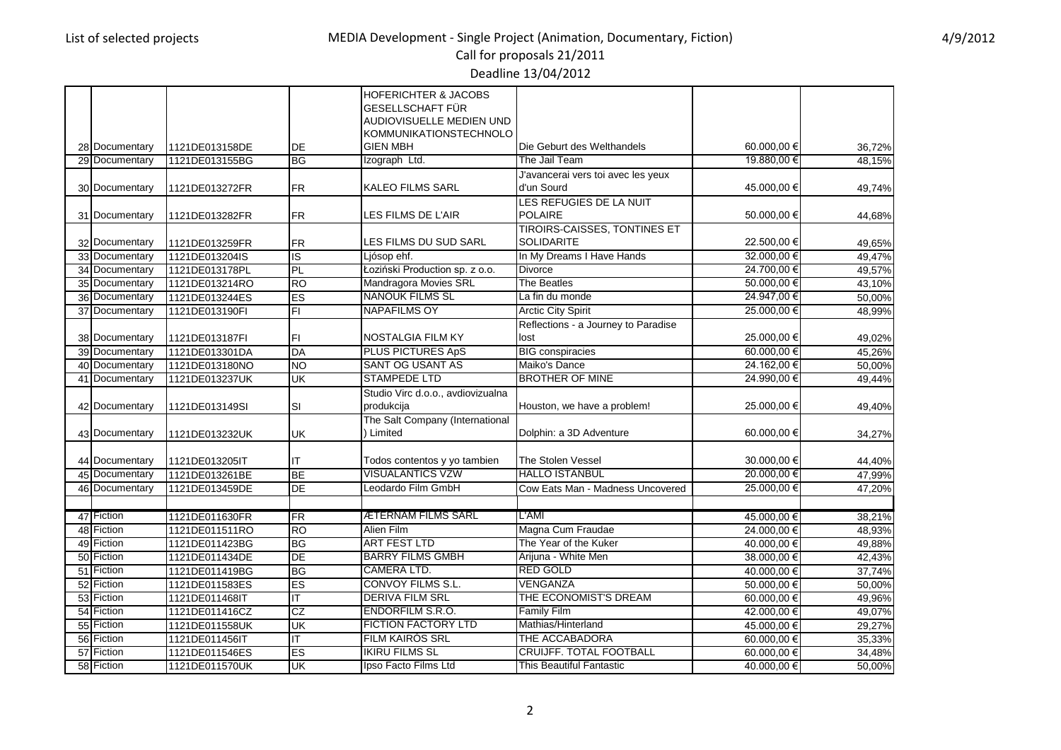List of selected projects

# MEDIA Development - Single Project (Animation, Documentary, Fiction)

Call for proposals 21/2011

Deadline 13/04/2012

4/9/2012

| | | | | | | |
|---|---|---|---|---|---|---|
| 28 | Documentary | 1121DE013158DE | DE | HOFERICHTER & JACOBS GESELLSCHAFT FÜR AUDIOVISUELLE MEDIEN UND KOMMUNIKATIONSTECHNOLOGIEN MBH | Die Geburt des Welthandels | 60.000,00 € | 36,72% |
| 29 | Documentary | 1121DE013155BG | BG | Izograph Ltd. | The Jail Team | 19.880,00 € | 48,15% |
| 30 | Documentary | 1121DE013272FR | FR | KALEO FILMS SARL | J'avancerai vers toi avec les yeux d'un Sourd | 45.000,00 € | 49,74% |
| 31 | Documentary | 1121DE013282FR | FR | LES FILMS DE L'AIR | LES REFUGIES DE LA NUIT POLAIRE | 50.000,00 € | 44,68% |
| 32 | Documentary | 1121DE013259FR | FR | LES FILMS DU SUD SARL | TIROIRS-CAISSES, TONTINES ET SOLIDARITE | 22.500,00 € | 49,65% |
| 33 | Documentary | 1121DE013204IS | IS | Ljósop ehf. | In My Dreams I Have Hands | 32.000,00 € | 49,47% |
| 34 | Documentary | 1121DE013178PL | PL | Łoziński Production sp. z o.o. | Divorce | 24.700,00 € | 49,57% |
| 35 | Documentary | 1121DE013214RO | RO | Mandragora Movies SRL | The Beatles | 50.000,00 € | 43,10% |
| 36 | Documentary | 1121DE013244ES | ES | NANOUK FILMS SL | La fin du monde | 24.947,00 € | 50,00% |
| 37 | Documentary | 1121DE013190FI | FI | NAPAFILMS OY | Arctic City Spirit | 25.000,00 € | 48,99% |
| 38 | Documentary | 1121DE013187FI | FI | NOSTALGIA FILM KY | Reflections - a Journey to Paradise lost | 25.000,00 € | 49,02% |
| 39 | Documentary | 1121DE013301DA | DA | PLUS PICTURES ApS | BIG conspiracies | 60.000,00 € | 45,26% |
| 40 | Documentary | 1121DE013180NO | NO | SANT OG USANT AS | Maiko's Dance | 24.162,00 € | 50,00% |
| 41 | Documentary | 1121DE013237UK | UK | STAMPEDE LTD | BROTHER OF MINE | 24.990,00 € | 49,44% |
| 42 | Documentary | 1121DE013149SI | SI | Studio Virc d.o.o., avdiovizualna produkcija | Houston, we have a problem! | 25.000,00 € | 49,40% |
| 43 | Documentary | 1121DE013232UK | UK | The Salt Company (International ) Limited | Dolphin: a 3D Adventure | 60.000,00 € | 34,27% |
| 44 | Documentary | 1121DE013205IT | IT | Todos contentos y yo tambien | The Stolen Vessel | 30.000,00 € | 44,40% |
| 45 | Documentary | 1121DE013261BE | BE | VISUALANTICS VZW | HALLO ISTANBUL | 20.000,00 € | 47,99% |
| 46 | Documentary | 1121DE013459DE | DE | Leodardo Film GmbH | Cow Eats Man - Madness Uncovered | 25.000,00 € | 47,20% |
| | | | | | | | |
| 47 | Fiction | 1121DE011630FR | FR | ÆTERNAM FILMS SARL | L'AMI | 45.000,00 € | 38,21% |
| 48 | Fiction | 1121DE011511RO | RO | Alien Film | Magna Cum Fraudae | 24.000,00 € | 48,93% |
| 49 | Fiction | 1121DE011423BG | BG | ART FEST LTD | The Year of the Kuker | 40.000,00 € | 49,88% |
| 50 | Fiction | 1121DE011434DE | DE | BARRY FILMS GMBH | Arijuna - White Men | 38.000,00 € | 42,43% |
| 51 | Fiction | 1121DE011419BG | BG | CAMERA LTD. | RED GOLD | 40.000,00 € | 37,74% |
| 52 | Fiction | 1121DE011583ES | ES | CONVOY FILMS S.L. | VENGANZA | 50.000,00 € | 50,00% |
| 53 | Fiction | 1121DE011468IT | IT | DERIVA FILM SRL | THE ECONOMIST'S DREAM | 60.000,00 € | 49,96% |
| 54 | Fiction | 1121DE011416CZ | CZ | ENDORFILM S.R.O. | Family Film | 42.000,00 € | 49,07% |
| 55 | Fiction | 1121DE011558UK | UK | FICTION FACTORY LTD | Mathias/Hinterland | 45.000,00 € | 29,27% |
| 56 | Fiction | 1121DE011456IT | IT | FILM KAIROS SRL | THE ACCABADORA | 60.000,00 € | 35,33% |
| 57 | Fiction | 1121DE011546ES | ES | IKIRU FILMS SL | CRUIJFF. TOTAL FOOTBALL | 60.000,00 € | 34,48% |
| 58 | Fiction | 1121DE011570UK | UK | Ipso Facto Films Ltd | This Beautiful Fantastic | 40.000,00 € | 50,00% |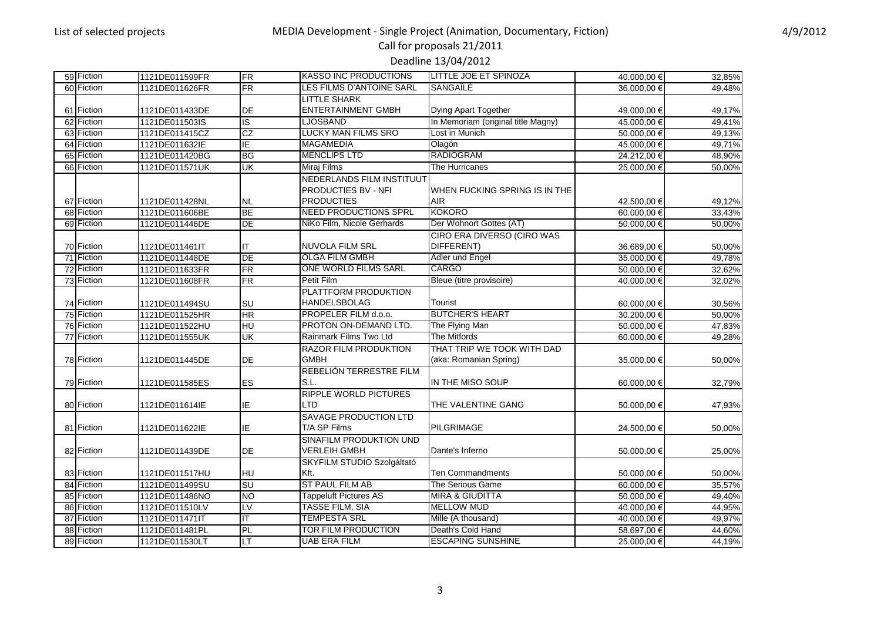| | | | | | | | |
|---|---|---|---|---|---|---|---|
| 59 | Fiction | 1121DE011599FR | FR | KASSO INC PRODUCTIONS | LITTLE JOE ET SPINOZA | 40.000,00 € | 32,85% |
| 60 | Fiction | 1121DE011626FR | FR | LES FILMS D'ANTOINE SARL | SANGAÎLÉ | 36.000,00 € | 49,48% |
| 61 | Fiction | 1121DE011433DE | DE | LITTLE SHARK ENTERTAINMENT GMBH | Dying Apart Together | 49.000,00 € | 49,17% |
| 62 | Fiction | 1121DE011503IS | IS | LJOSBAND | In Memoriam (original title Magny) | 45.000,00 € | 49,41% |
| 63 | Fiction | 1121DE011415CZ | CZ | LUCKY MAN FILMS SRO | Lost in Munich | 50.000,00 € | 49,13% |
| 64 | Fiction | 1121DE011632IE | IE | MAGAMEDIA | Olagón | 45.000,00 € | 49,71% |
| 65 | Fiction | 1121DE011420BG | BG | MENCLIPS LTD | RADIOGRAM | 24.212,00 € | 48,90% |
| 66 | Fiction | 1121DE011571UK | UK | Miraj Films | The Hurricanes | 25.000,00 € | 50,00% |
| 67 | Fiction | 1121DE011428NL | NL | NEDERLANDS FILM INSTITUUT PRODUCTIES BV - NFI PRODUCTIES | WHEN FUCKING SPRING IS IN THE AIR | 42.500,00 € | 49,12% |
| 68 | Fiction | 1121DE011606BE | BE | NEED PRODUCTIONS SPRL | KOKORO | 60.000,00 € | 33,43% |
| 69 | Fiction | 1121DE011446DE | DE | NiKo Film, Nicole Gerhards | Der Wohnort Gottes (AT) | 50.000,00 € | 50,00% |
| 70 | Fiction | 1121DE011461IT | IT | NUVOLA FILM SRL | CIRO ERA DIVERSO (CIRO WAS DIFFERENT) | 36.689,00 € | 50,00% |
| 71 | Fiction | 1121DE011448DE | DE | OLGA FILM GMBH | Adler und Engel | 35.000,00 € | 49,78% |
| 72 | Fiction | 1121DE011633FR | FR | ONE WORLD FILMS SARL | CARGO | 50.000,00 € | 32,62% |
| 73 | Fiction | 1121DE011608FR | FR | Petit Film | Bleue (titre provisoire) | 40.000,00 € | 32,02% |
| 74 | Fiction | 1121DE011494SU | SU | PLATTFORM PRODUKTION HANDELSBOLAG | Tourist | 60.000,00 € | 30,56% |
| 75 | Fiction | 1121DE011525HR | HR | PROPELER FILM d.o.o. | BUTCHER'S HEART | 30.200,00 € | 50,00% |
| 76 | Fiction | 1121DE011522HU | HU | PROTON ON-DEMAND LTD. | The Flying Man | 50.000,00 € | 47,83% |
| 77 | Fiction | 1121DE011555UK | UK | Rainmark Films Two Ltd | The Mitfords | 60.000,00 € | 49,28% |
| 78 | Fiction | 1121DE011445DE | DE | RAZOR FILM PRODUKTION GMBH | THAT TRIP WE TOOK WITH DAD (aka: Romanian Spring) | 35.000,00 € | 50,00% |
| 79 | Fiction | 1121DE011585ES | ES | REBELIÓN TERRESTRE FILM S.L. | IN THE MISO SOUP | 60.000,00 € | 32,79% |
| 80 | Fiction | 1121DE011614IE | IE | RIPPLE WORLD PICTURES LTD | THE VALENTINE GANG | 50.000,00 € | 47,93% |
| 81 | Fiction | 1121DE011622IE | IE | SAVAGE PRODUCTION LTD T/A SP Films | PILGRIMAGE | 24.500,00 € | 50,00% |
| 82 | Fiction | 1121DE011439DE | DE | SINAFILM PRODUKTION UND VERLEIH GMBH | Dante's Inferno | 50.000,00 € | 25,00% |
| 83 | Fiction | 1121DE011517HU | HU | SKYFILM STUDIO Szolgáltató Kft. | Ten Commandments | 50.000,00 € | 50,00% |
| 84 | Fiction | 1121DE011499SU | SU | ST PAUL FILM AB | The Serious Game | 60.000,00 € | 35,57% |
| 85 | Fiction | 1121DE011486NO | NO | Tappeluft Pictures AS | MIRA & GIUDITTA | 50.000,00 € | 49,40% |
| 86 | Fiction | 1121DE011510LV | LV | TASSE FILM, SIA | MELLOW MUD | 40.000,00 € | 44,95% |
| 87 | Fiction | 1121DE011471IT | IT | TEMPESTA SRL | Mille (A thousand) | 40.000,00 € | 49,97% |
| 88 | Fiction | 1121DE011481PL | PL | TOR FILM PRODUCTION | Death's Cold Hand | 58.697,00 € | 44,60% |
| 89 | Fiction | 1121DE011530LT | LT | UAB ERA FILM | ESCAPING SUNSHINE | 25.000,00 € | 44,19% |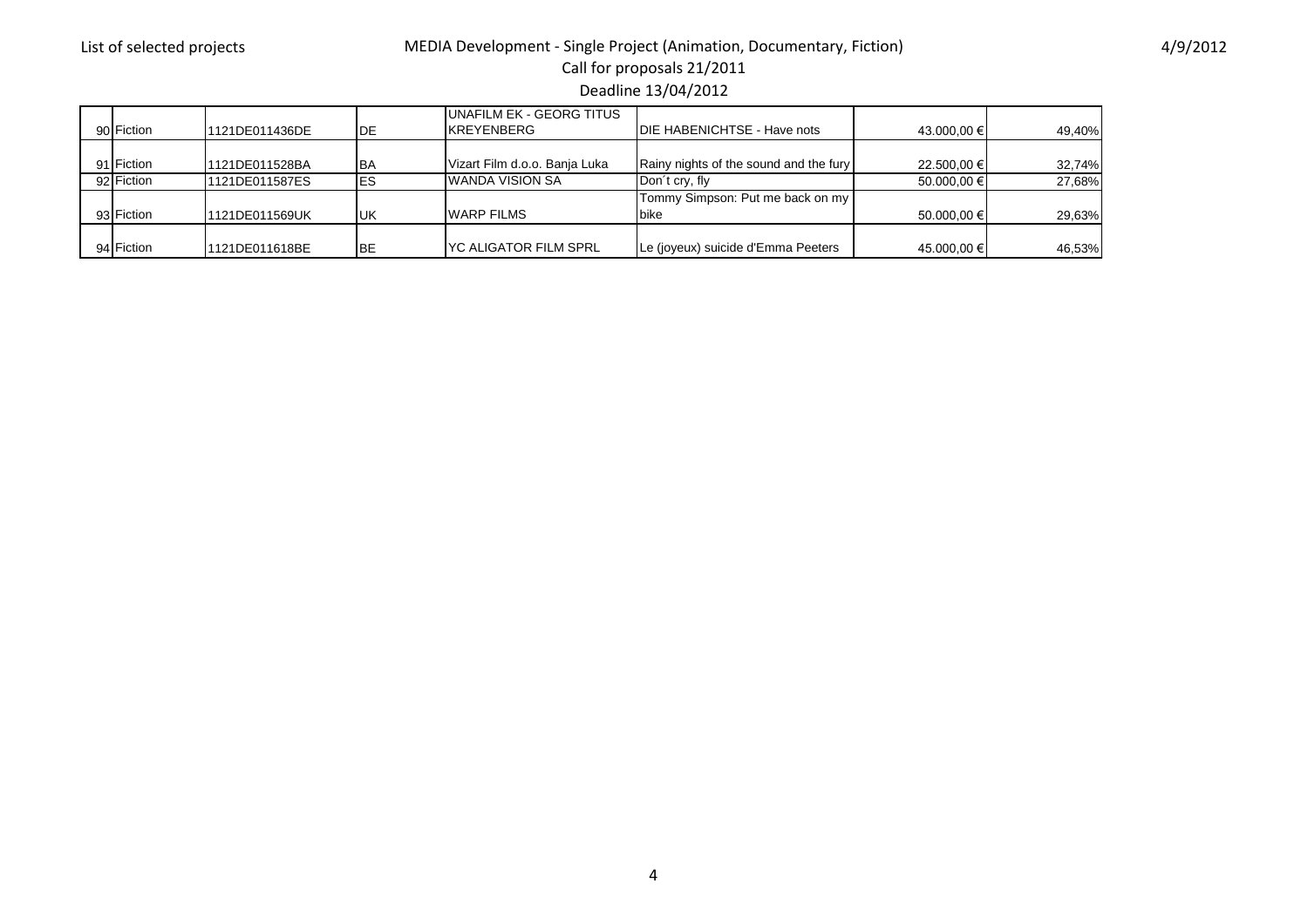| | | | | | | | |
|---|---|---|---|---|---|---|---|
| 90 | Fiction | 1121DE011436DE | DE | UNAFILM EK - GEORG TITUS KREYENBERG | DIE HABENICHTSE - Have nots | 43.000,00 € | 49,40% |
| 91 | Fiction | 1121DE011528BA | BA | Vizart Film d.o.o. Banja Luka | Rainy nights of the sound and the fury | 22.500,00 € | 32,74% |
| 92 | Fiction | 1121DE011587ES | ES | WANDA VISION SA | Don´t cry, fly | 50.000,00 € | 27,68% |
| 93 | Fiction | 1121DE011569UK | UK | WARP FILMS | Tommy Simpson: Put me back on my bike | 50.000,00 € | 29,63% |
| 94 | Fiction | 1121DE011618BE | BE | YC ALIGATOR FILM SPRL | Le (joyeux) suicide d'Emma Peeters | 45.000,00 € | 46,53% |